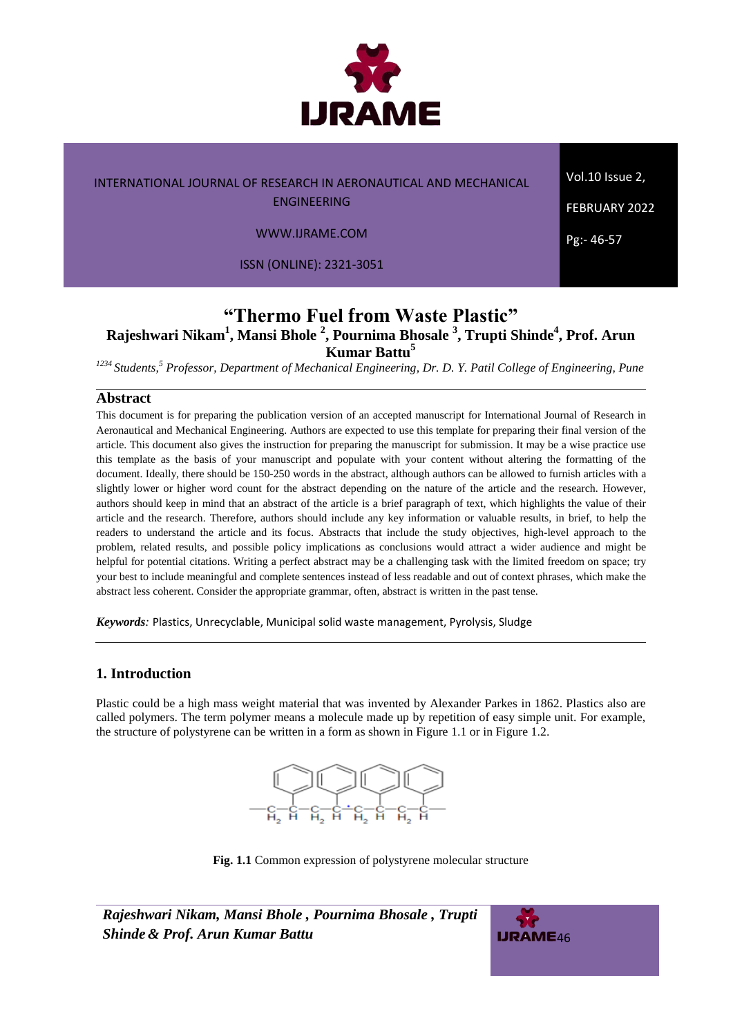# "Thermo Fuel from Waste Plastic"

**Rajeshwari Nikam[1], Mansi Bhole [2], Pournima Bhosale [3], Trupti Shinde[4], Prof. Arun Kumar Battu[5]**

*[1234] Students,[5] Professor, Department of Mechanical Engineering, Dr. D. Y. Patil College of Engineering, Pune*

## Abstract

This document is for preparing the publication version of an accepted manuscript for International Journal of Research in Aeronautical and Mechanical Engineering. Authors are expected to use this template for preparing their final version of the article. This document also gives the instruction for preparing the manuscript for submission. It may be a wise practice use this template as the basis of your manuscript and populate with your content without altering the formatting of the document. Ideally, there should be 150-250 words in the abstract, although authors can be allowed to furnish articles with a slightly lower or higher word count for the abstract depending on the nature of the article and the research. However, authors should keep in mind that an abstract of the article is a brief paragraph of text, which highlights the value of their article and the research. Therefore, authors should include any key information or valuable results, in brief, to help the readers to understand the article and its focus. Abstracts that include the study objectives, high-level approach to the problem, related results, and possible policy implications as conclusions would attract a wider audience and might be helpful for potential citations. Writing a perfect abstract may be a challenging task with the limited freedom on space; try your best to include meaningful and complete sentences instead of less readable and out of context phrases, which make the abstract less coherent. Consider the appropriate grammar, often, abstract is written in the past tense.

***Keywords:*** Plastics, Unrecyclable, Municipal solid waste management, Pyrolysis, Sludge

## 1. Introduction

Plastic could be a high mass weight material that was invented by Alexander Parkes in 1862. Plastics also are called polymers. The term polymer means a molecule made up by repetition of easy simple unit. For example, the structure of polystyrene can be written in a form as shown in Figure 1.1 or in Figure 1.2.

**Fig. 1.1** Common expression of polystyrene molecular structure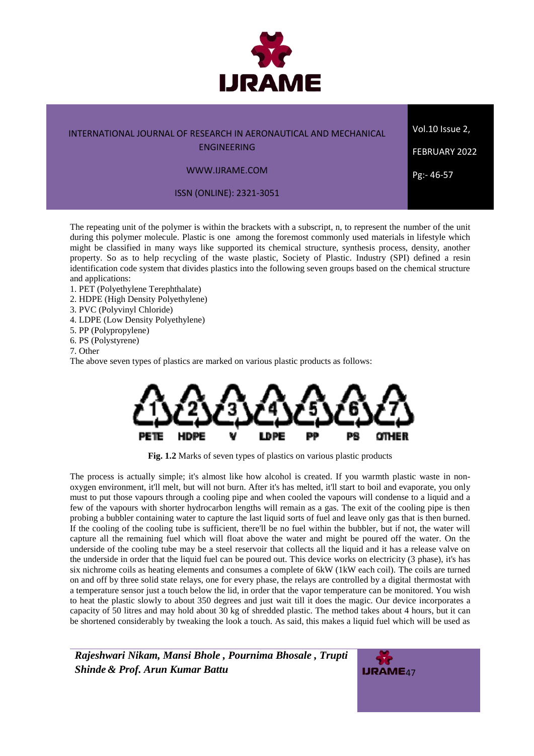The repeating unit of the polymer is within the brackets with a subscript, n, to represent the number of the unit during this polymer molecule. Plastic is one among the foremost commonly used materials in lifestyle which might be classified in many ways like supported its chemical structure, synthesis process, density, another property. So as to help recycling of the waste plastic, Society of Plastic. Industry (SPI) defined a resin identification code system that divides plastics into the following seven groups based on the chemical structure and applications:

1. PET (Polyethylene Terephthalate)
2. HDPE (High Density Polyethylene)
3. PVC (Polyvinyl Chloride)
4. LDPE (Low Density Polyethylene)
5. PP (Polypropylene)
6. PS (Polystyrene)
7. Other

The above seven types of plastics are marked on various plastic products as follows:

**Fig. 1.2** Marks of seven types of plastics on various plastic products

The process is actually simple; it's almost like how alcohol is created. If you warmth plastic waste in non-oxygen environment, it'll melt, but will not burn. After it's has melted, it'll start to boil and evaporate, you only must to put those vapours through a cooling pipe and when cooled the vapours will condense to a liquid and a few of the vapours with shorter hydrocarbon lengths will remain as a gas. The exit of the cooling pipe is then probing a bubbler containing water to capture the last liquid sorts of fuel and leave only gas that is then burned. If the cooling of the cooling tube is sufficient, there'll be no fuel within the bubbler, but if not, the water will capture all the remaining fuel which will float above the water and might be poured off the water. On the underside of the cooling tube may be a steel reservoir that collects all the liquid and it has a release valve on the underside in order that the liquid fuel can be poured out. This device works on electricity (3 phase), it's has six nichrome coils as heating elements and consumes a complete of 6kW (1kW each coil). The coils are turned on and off by three solid state relays, one for every phase, the relays are controlled by a digital thermostat with a temperature sensor just a touch below the lid, in order that the vapor temperature can be monitored. You wish to heat the plastic slowly to about 350 degrees and just wait till it does the magic. Our device incorporates a capacity of 50 litres and may hold about 30 kg of shredded plastic. The method takes about 4 hours, but it can be shortened considerably by tweaking the look a touch. As said, this makes a liquid fuel which will be used as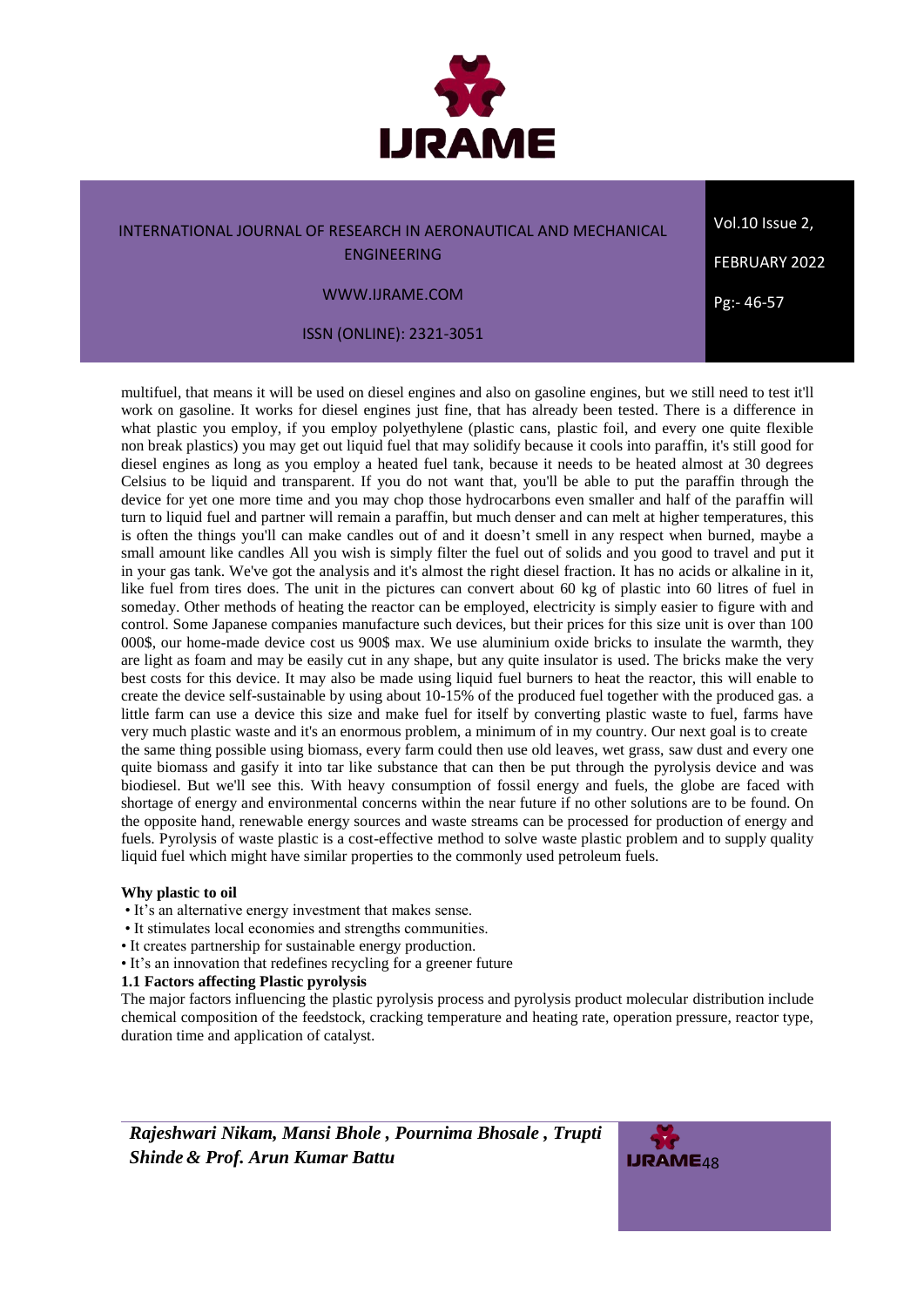multifuel, that means it will be used on diesel engines and also on gasoline engines, but we still need to test it'll work on gasoline. It works for diesel engines just fine, that has already been tested. There is a difference in what plastic you employ, if you employ polyethylene (plastic cans, plastic foil, and every one quite flexible non break plastics) you may get out liquid fuel that may solidify because it cools into paraffin, it's still good for diesel engines as long as you employ a heated fuel tank, because it needs to be heated almost at 30 degrees Celsius to be liquid and transparent. If you do not want that, you'll be able to put the paraffin through the device for yet one more time and you may chop those hydrocarbons even smaller and half of the paraffin will turn to liquid fuel and partner will remain a paraffin, but much denser and can melt at higher temperatures, this is often the things you'll can make candles out of and it doesn't smell in any respect when burned, maybe a small amount like candles All you wish is simply filter the fuel out of solids and you good to travel and put it in your gas tank. We've got the analysis and it's almost the right diesel fraction. It has no acids or alkaline in it, like fuel from tires does. The unit in the pictures can convert about 60 kg of plastic into 60 litres of fuel in someday. Other methods of heating the reactor can be employed, electricity is simply easier to figure with and control. Some Japanese companies manufacture such devices, but their prices for this size unit is over than 100 000$, our home-made device cost us 900$ max. We use aluminium oxide bricks to insulate the warmth, they are light as foam and may be easily cut in any shape, but any quite insulator is used. The bricks make the very best costs for this device. It may also be made using liquid fuel burners to heat the reactor, this will enable to create the device self-sustainable by using about 10-15% of the produced fuel together with the produced gas. a little farm can use a device this size and make fuel for itself by converting plastic waste to fuel, farms have very much plastic waste and it's an enormous problem, a minimum of in my country. Our next goal is to create the same thing possible using biomass, every farm could then use old leaves, wet grass, saw dust and every one quite biomass and gasify it into tar like substance that can then be put through the pyrolysis device and was biodiesel. But we'll see this. With heavy consumption of fossil energy and fuels, the globe are faced with shortage of energy and environmental concerns within the near future if no other solutions are to be found. On the opposite hand, renewable energy sources and waste streams can be processed for production of energy and fuels. Pyrolysis of waste plastic is a cost-effective method to solve waste plastic problem and to supply quality liquid fuel which might have similar properties to the commonly used petroleum fuels.

**Why plastic to oil**

- It's an alternative energy investment that makes sense.
- It stimulates local economies and strengths communities.
- It creates partnership for sustainable energy production.
- It's an innovation that redefines recycling for a greener future

### 1.1 Factors affecting Plastic pyrolysis

The major factors influencing the plastic pyrolysis process and pyrolysis product molecular distribution include chemical composition of the feedstock, cracking temperature and heating rate, operation pressure, reactor type, duration time and application of catalyst.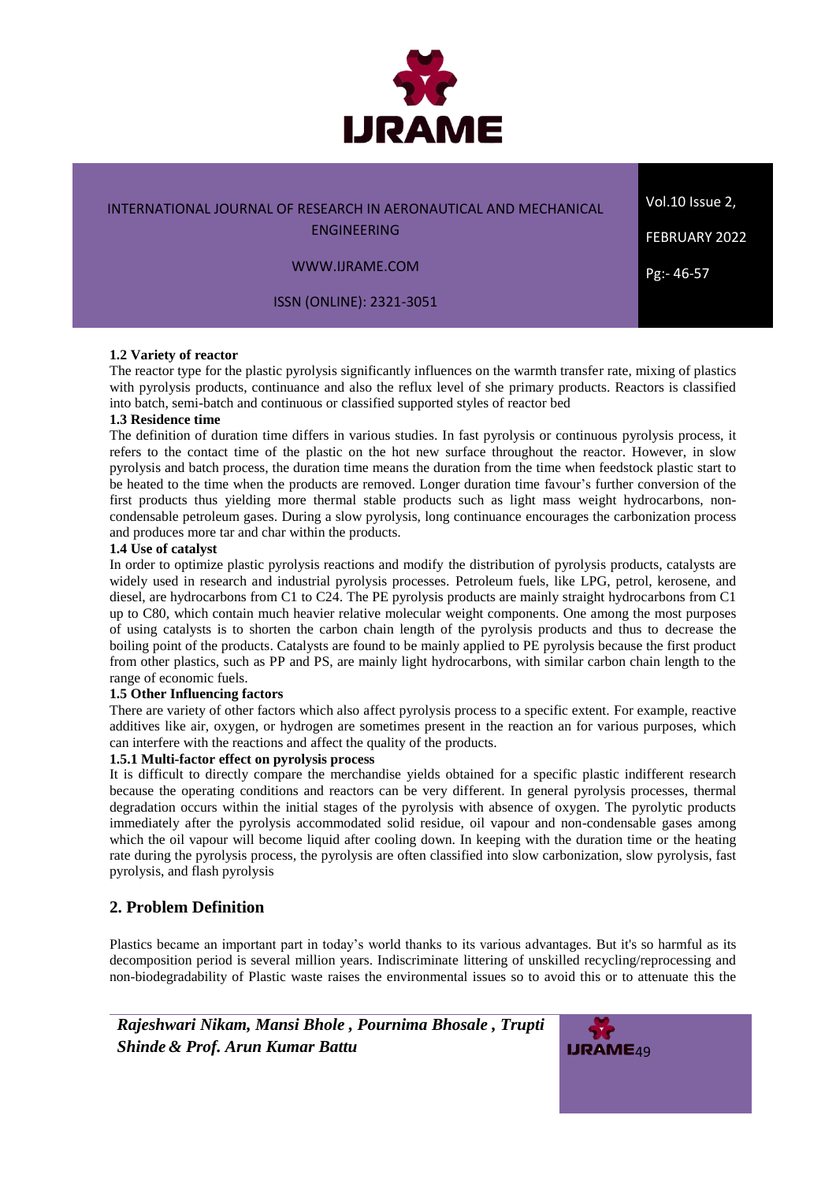### 1.2 Variety of reactor

The reactor type for the plastic pyrolysis significantly influences on the warmth transfer rate, mixing of plastics with pyrolysis products, continuance and also the reflux level of she primary products. Reactors is classified into batch, semi-batch and continuous or classified supported styles of reactor bed

### 1.3 Residence time

The definition of duration time differs in various studies. In fast pyrolysis or continuous pyrolysis process, it refers to the contact time of the plastic on the hot new surface throughout the reactor. However, in slow pyrolysis and batch process, the duration time means the duration from the time when feedstock plastic start to be heated to the time when the products are removed. Longer duration time favour's further conversion of the first products thus yielding more thermal stable products such as light mass weight hydrocarbons, non-condensable petroleum gases. During a slow pyrolysis, long continuance encourages the carbonization process and produces more tar and char within the products.

### 1.4 Use of catalyst

In order to optimize plastic pyrolysis reactions and modify the distribution of pyrolysis products, catalysts are widely used in research and industrial pyrolysis processes. Petroleum fuels, like LPG, petrol, kerosene, and diesel, are hydrocarbons from C1 to C24. The PE pyrolysis products are mainly straight hydrocarbons from C1 up to C80, which contain much heavier relative molecular weight components. One among the most purposes of using catalysts is to shorten the carbon chain length of the pyrolysis products and thus to decrease the boiling point of the products. Catalysts are found to be mainly applied to PE pyrolysis because the first product from other plastics, such as PP and PS, are mainly light hydrocarbons, with similar carbon chain length to the range of economic fuels.

### 1.5 Other Influencing factors

There are variety of other factors which also affect pyrolysis process to a specific extent. For example, reactive additives like air, oxygen, or hydrogen are sometimes present in the reaction an for various purposes, which can interfere with the reactions and affect the quality of the products.

#### 1.5.1 Multi-factor effect on pyrolysis process

It is difficult to directly compare the merchandise yields obtained for a specific plastic indifferent research because the operating conditions and reactors can be very different. In general pyrolysis processes, thermal degradation occurs within the initial stages of the pyrolysis with absence of oxygen. The pyrolytic products immediately after the pyrolysis accommodated solid residue, oil vapour and non-condensable gases among which the oil vapour will become liquid after cooling down. In keeping with the duration time or the heating rate during the pyrolysis process, the pyrolysis are often classified into slow carbonization, slow pyrolysis, fast pyrolysis, and flash pyrolysis

## 2. Problem Definition

Plastics became an important part in today's world thanks to its various advantages. But it's so harmful as its decomposition period is several million years. Indiscriminate littering of unskilled recycling/reprocessing and non-biodegradability of Plastic waste raises the environmental issues so to avoid this or to attenuate this the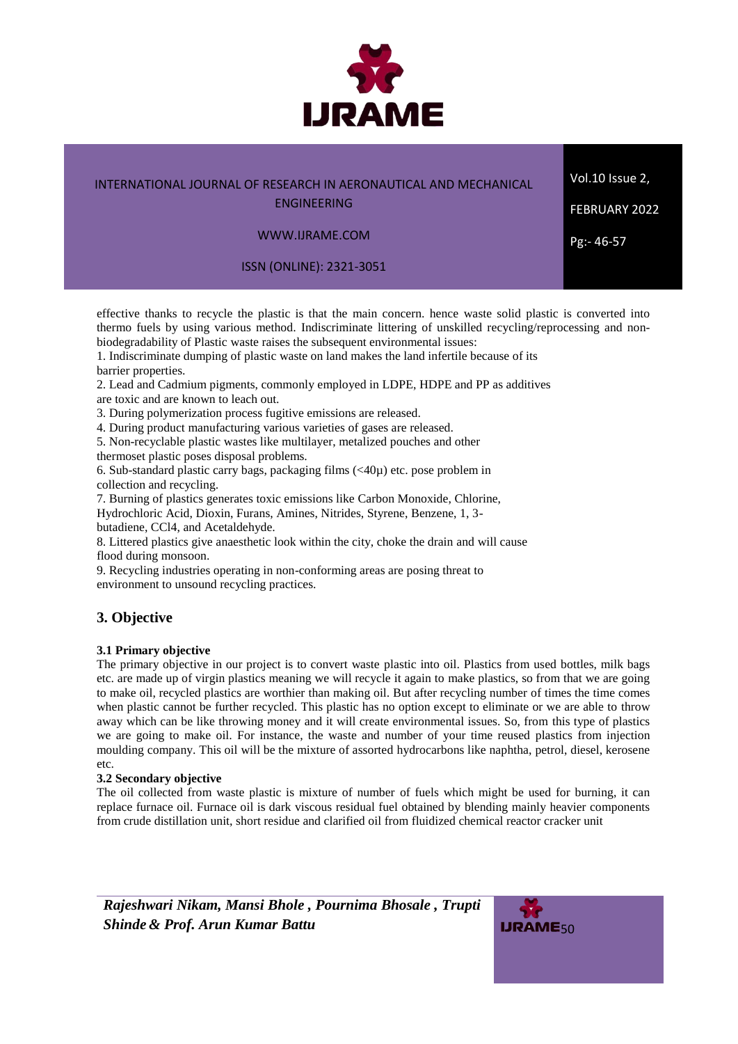effective thanks to recycle the plastic is that the main concern. hence waste solid plastic is converted into thermo fuels by using various method. Indiscriminate littering of unskilled recycling/reprocessing and non-biodegradability of Plastic waste raises the subsequent environmental issues:

1. Indiscriminate dumping of plastic waste on land makes the land infertile because of its barrier properties.
2. Lead and Cadmium pigments, commonly employed in LDPE, HDPE and PP as additives are toxic and are known to leach out.
3. During polymerization process fugitive emissions are released.
4. During product manufacturing various varieties of gases are released.
5. Non-recyclable plastic wastes like multilayer, metalized pouches and other thermoset plastic poses disposal problems.
6. Sub-standard plastic carry bags, packaging films (<40μ) etc. pose problem in collection and recycling.
7. Burning of plastics generates toxic emissions like Carbon Monoxide, Chlorine, Hydrochloric Acid, Dioxin, Furans, Amines, Nitrides, Styrene, Benzene, 1, 3-butadiene, $CCl_4$, and Acetaldehyde.
8. Littered plastics give anaesthetic look within the city, choke the drain and will cause flood during monsoon.
9. Recycling industries operating in non-conforming areas are posing threat to environment to unsound recycling practices.

## 3. Objective

### 3.1 Primary objective

The primary objective in our project is to convert waste plastic into oil. Plastics from used bottles, milk bags etc. are made up of virgin plastics meaning we will recycle it again to make plastics, so from that we are going to make oil, recycled plastics are worthier than making oil. But after recycling number of times the time comes when plastic cannot be further recycled. This plastic has no option except to eliminate or we are able to throw away which can be like throwing money and it will create environmental issues. So, from this type of plastics we are going to make oil. For instance, the waste and number of your time reused plastics from injection moulding company. This oil will be the mixture of assorted hydrocarbons like naphtha, petrol, diesel, kerosene etc.

### 3.2 Secondary objective

The oil collected from waste plastic is mixture of number of fuels which might be used for burning, it can replace furnace oil. Furnace oil is dark viscous residual fuel obtained by blending mainly heavier components from crude distillation unit, short residue and clarified oil from fluidized chemical reactor cracker unit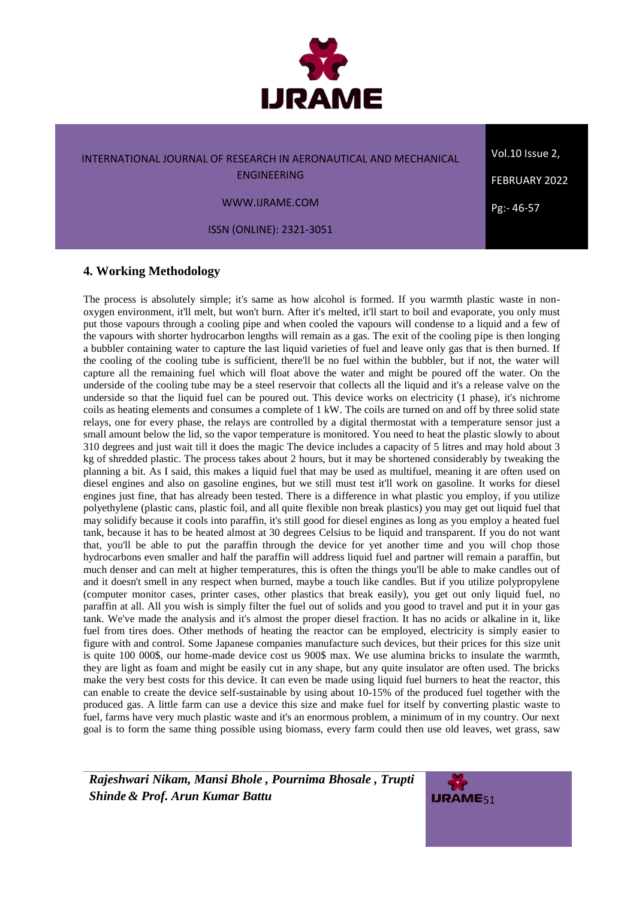## 4. Working Methodology

The process is absolutely simple; it's same as how alcohol is formed. If you warmth plastic waste in non-oxygen environment, it'll melt, but won't burn. After it's melted, it'll start to boil and evaporate, you only must put those vapours through a cooling pipe and when cooled the vapours will condense to a liquid and a few of the vapours with shorter hydrocarbon lengths will remain as a gas. The exit of the cooling pipe is then longing a bubbler containing water to capture the last liquid varieties of fuel and leave only gas that is then burned. If the cooling of the cooling tube is sufficient, there'll be no fuel within the bubbler, but if not, the water will capture all the remaining fuel which will float above the water and might be poured off the water. On the underside of the cooling tube may be a steel reservoir that collects all the liquid and it's a release valve on the underside so that the liquid fuel can be poured out. This device works on electricity (1 phase), it's nichrome coils as heating elements and consumes a complete of 1 kW. The coils are turned on and off by three solid state relays, one for every phase, the relays are controlled by a digital thermostat with a temperature sensor just a small amount below the lid, so the vapor temperature is monitored. You need to heat the plastic slowly to about 310 degrees and just wait till it does the magic The device includes a capacity of 5 litres and may hold about 3 kg of shredded plastic. The process takes about 2 hours, but it may be shortened considerably by tweaking the planning a bit. As I said, this makes a liquid fuel that may be used as multifuel, meaning it are often used on diesel engines and also on gasoline engines, but we still must test it'll work on gasoline. It works for diesel engines just fine, that has already been tested. There is a difference in what plastic you employ, if you utilize polyethylene (plastic cans, plastic foil, and all quite flexible non break plastics) you may get out liquid fuel that may solidify because it cools into paraffin, it's still good for diesel engines as long as you employ a heated fuel tank, because it has to be heated almost at 30 degrees Celsius to be liquid and transparent. If you do not want that, you'll be able to put the paraffin through the device for yet another time and you will chop those hydrocarbons even smaller and half the paraffin will address liquid fuel and partner will remain a paraffin, but much denser and can melt at higher temperatures, this is often the things you'll be able to make candles out of and it doesn't smell in any respect when burned, maybe a touch like candles. But if you utilize polypropylene (computer monitor cases, printer cases, other plastics that break easily), you get out only liquid fuel, no paraffin at all. All you wish is simply filter the fuel out of solids and you good to travel and put it in your gas tank. We've made the analysis and it's almost the proper diesel fraction. It has no acids or alkaline in it, like fuel from tires does. Other methods of heating the reactor can be employed, electricity is simply easier to figure with and control. Some Japanese companies manufacture such devices, but their prices for this size unit is quite 100 000$, our home-made device cost us 900$ max. We use alumina bricks to insulate the warmth, they are light as foam and might be easily cut in any shape, but any quite insulator are often used. The bricks make the very best costs for this device. It can even be made using liquid fuel burners to heat the reactor, this can enable to create the device self-sustainable by using about 10-15% of the produced fuel together with the produced gas. A little farm can use a device this size and make fuel for itself by converting plastic waste to fuel, farms have very much plastic waste and it's an enormous problem, a minimum of in my country. Our next goal is to form the same thing possible using biomass, every farm could then use old leaves, wet grass, saw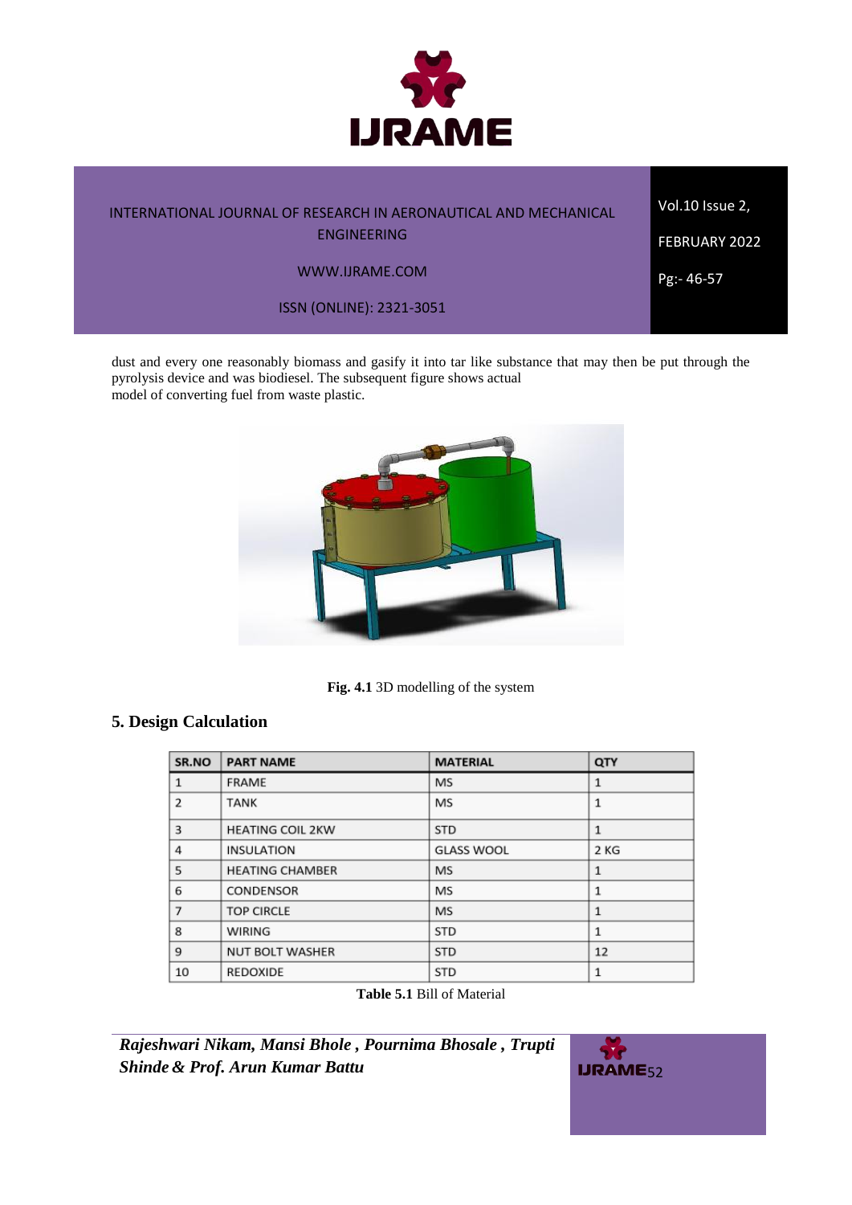dust and every one reasonably biomass and gasify it into tar like substance that may then be put through the pyrolysis device and was biodiesel. The subsequent figure shows actual model of converting fuel from waste plastic.

**Fig. 4.1** 3D modelling of the system

## 5. Design Calculation

| SR.NO | PART NAME | MATERIAL | QTY |
|---|---|---|---|
| 1 | FRAME | MS | 1 |
| 2 | TANK | MS | 1 |
| 3 | HEATING COIL 2KW | STD | 1 |
| 4 | INSULATION | GLASS WOOL | 2 KG |
| 5 | HEATING CHAMBER | MS | 1 |
| 6 | CONDENSOR | MS | 1 |
| 7 | TOP CIRCLE | MS | 1 |
| 8 | WIRING | STD | 1 |
| 9 | NUT BOLT WASHER | STD | 12 |
| 10 | REDOXIDE | STD | 1 |

**Table 5.1** Bill of Material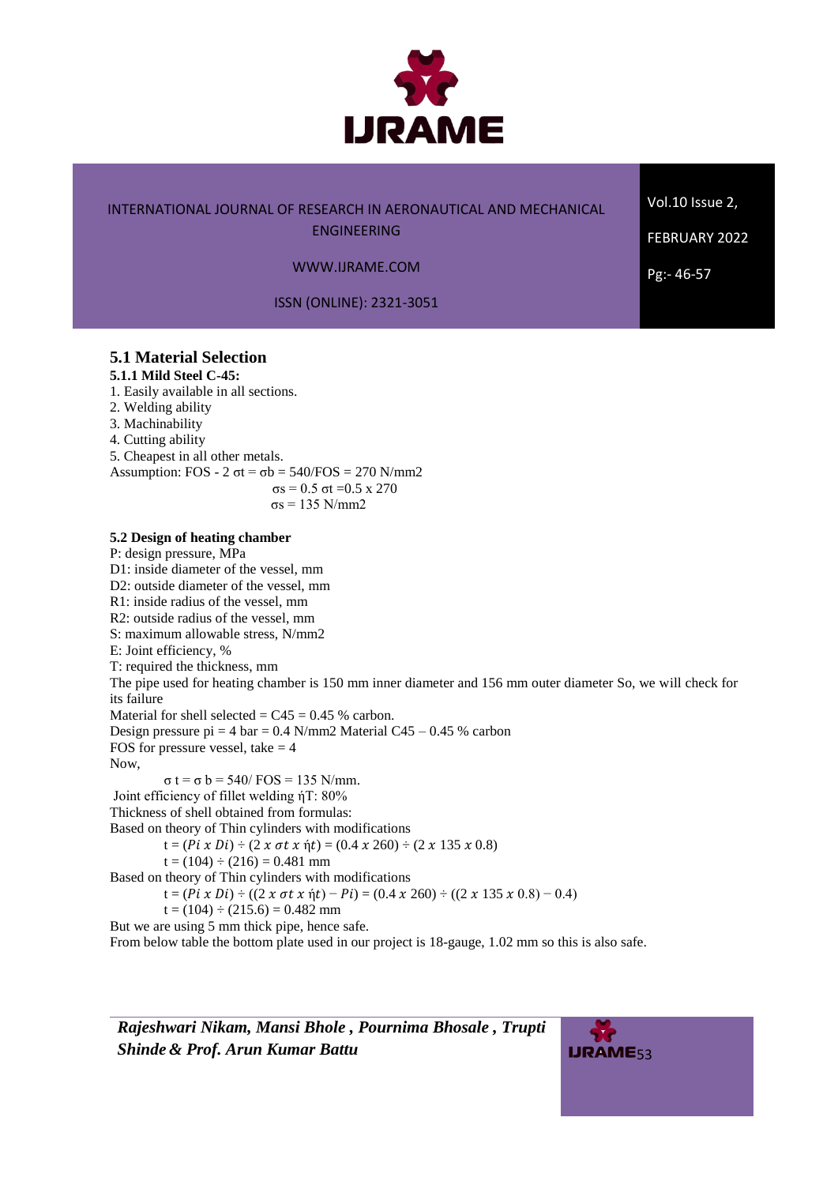## 5.1 Material Selection

### 5.1.1 Mild Steel C-45:

1. Easily available in all sections.
2. Welding ability
3. Machinability
4. Cutting ability
5. Cheapest in all other metals.

Assumption: FOS - 2 $\sigma t = \sigma b = 540/FOS = 270$ N/mm2

$\sigma s = 0.5\ \sigma t = 0.5 \times 270$

$\sigma s = 135$ N/mm2

### 5.2 Design of heating chamber

P: design pressure, MPa

D1: inside diameter of the vessel, mm

D2: outside diameter of the vessel, mm

R1: inside radius of the vessel, mm

R2: outside radius of the vessel, mm

S: maximum allowable stress, N/mm2

E: Joint efficiency, %

T: required the thickness, mm

The pipe used for heating chamber is 150 mm inner diameter and 156 mm outer diameter So, we will check for its failure

Material for shell selected = C45 = 0.45 % carbon.

Design pressure pi = 4 bar = 0.4 N/mm2 Material C45 – 0.45 % carbon

FOS for pressure vessel, take = 4

Now,

$\sigma t = \sigma b = 540/FOS = 135$ N/mm.

Joint efficiency of fillet welding ήT: 80%

Thickness of shell obtained from formulas:

Based on theory of Thin cylinders with modifications

$t = (Pi \times Di) \div (2 \times \sigma t \times ήt) = (0.4 \times 260) \div (2 \times 135 \times 0.8)$

$t = (104) \div (216) = 0.481$ mm

Based on theory of Thin cylinders with modifications

$t = (Pi \times Di) \div ((2 \times \sigma t \times ήt) - Pi) = (0.4 \times 260) \div ((2 \times 135 \times 0.8) - 0.4)$

$t = (104) \div (215.6) = 0.482$ mm

But we are using 5 mm thick pipe, hence safe.

From below table the bottom plate used in our project is 18-gauge, 1.02 mm so this is also safe.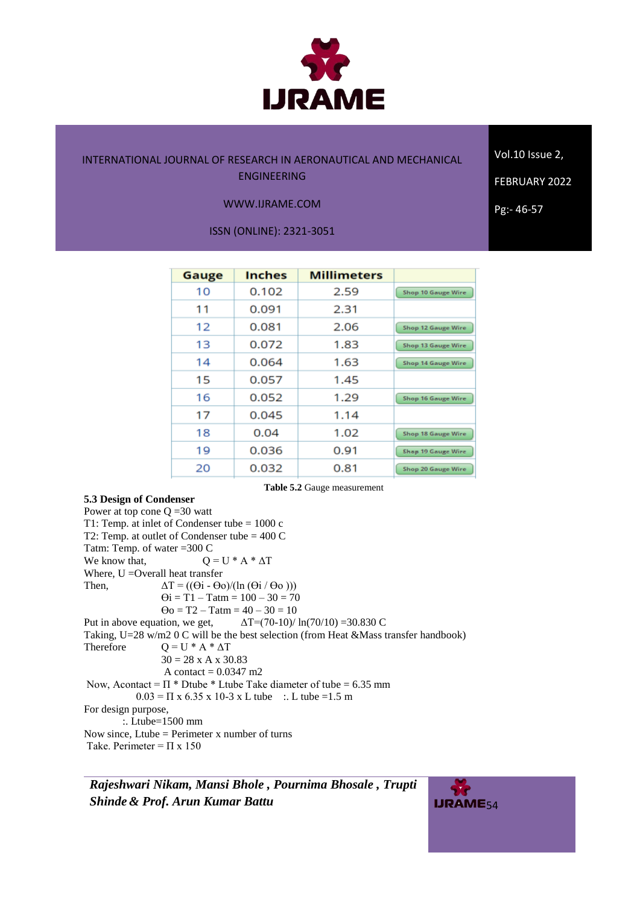| Gauge | Inches | Millimeters | |
|---|---|---|---|
| 10 | 0.102 | 2.59 | Shop 10 Gauge Wire |
| 11 | 0.091 | 2.31 | |
| 12 | 0.081 | 2.06 | Shop 12 Gauge Wire |
| 13 | 0.072 | 1.83 | Shop 13 Gauge Wire |
| 14 | 0.064 | 1.63 | Shop 14 Gauge Wire |
| 15 | 0.057 | 1.45 | |
| 16 | 0.052 | 1.29 | Shop 16 Gauge Wire |
| 17 | 0.045 | 1.14 | |
| 18 | 0.04 | 1.02 | Shop 18 Gauge Wire |
| 19 | 0.036 | 0.91 | Shop 19 Gauge Wire |
| 20 | 0.032 | 0.81 | Shop 20 Gauge Wire |

**Table 5.2** Gauge measurement

**5.3 Design of Condenser**

Power at top cone Q =30 watt

T1: Temp. at inlet of Condenser tube = 1000 c

T2: Temp. at outlet of Condenser tube = 400 C

Tatm: Temp. of water =300 C

We know that, $Q = U * A * \Delta T$

Where, U =Overall heat transfer

Then, $\Delta T = ((\Theta i - \Theta o)/(\ln (\Theta i / \Theta o)))$

$\Theta i = T1 – Tatm = 100 – 30 = 70$

$\Theta o = T2 – Tatm = 40 – 30 = 10$

Put in above equation, we get, $\Delta T=(70\text{-}10)/ \ln(70/10) =30.830$ C

Taking, U=28 w/m2 0 C will be the best selection (from Heat &Mass transfer handbook)

Therefore $Q = U * A * \Delta T$

$30 = 28 \times A \times 30.83$

A contact = 0.0347 m2

Now, Acontact = Π * Dtube * Ltube Take diameter of tube = 6.35 mm

0.03 = Π x 6.35 x 10-3 x L tube :. L tube =1.5 m

For design purpose,

:. Ltube=1500 mm

Now since, Ltube = Perimeter x number of turns

Take. Perimeter = Π x 150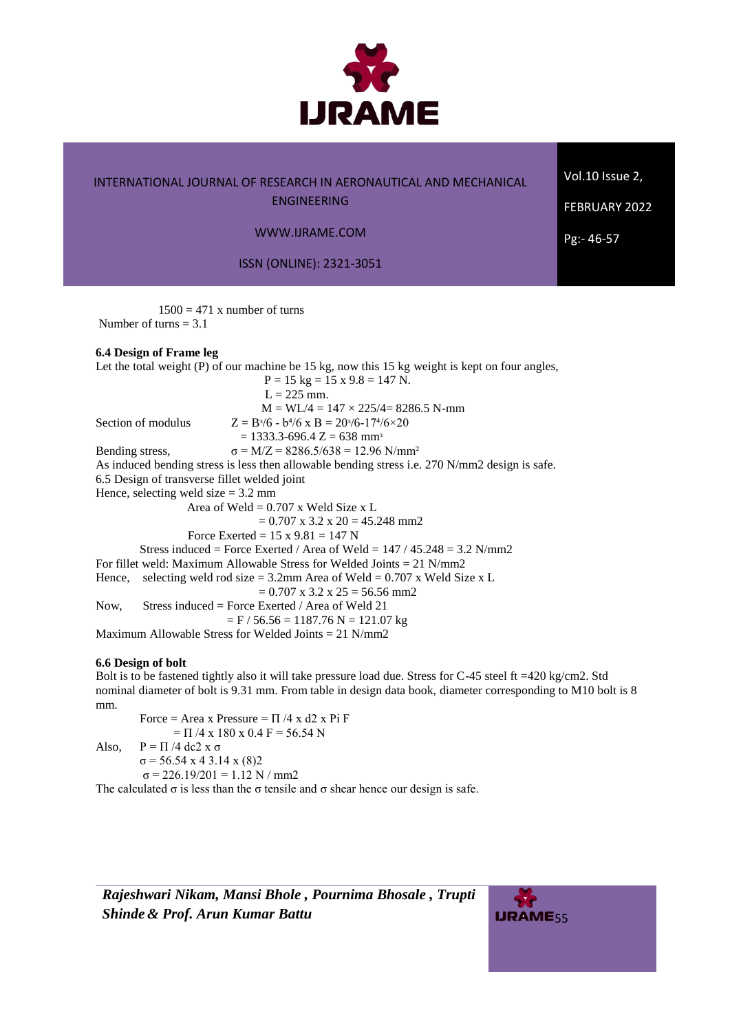$1500 = 471$ x number of turns

Number of turns = 3.1

**6.4 Design of Frame leg**

Let the total weight (P) of our machine be 15 kg, now this 15 kg weight is kept on four angles,

$$P = 15 \text{ kg} = 15 \times 9.8 = 147 \text{ N.}$$

$$L = 225 \text{ mm.}$$

$$M = WL/4 = 147 \times 225/4 = 8286.5 \text{ N-mm}$$

Section of modulus $\quad Z = B^3/6 - b^4/6 \times B = 20^3/6 - 17^4/6 \times 20$

$$= 1333.3 - 696.4 \quad Z = 638 \text{ mm}^3$$

Bending stress, $\quad \sigma = M/Z = 8286.5/638 = 12.96 \text{ N/mm}^2$

As induced bending stress is less then allowable bending stress i.e. 270 N/mm2 design is safe.

6.5 Design of transverse fillet welded joint

Hence, selecting weld size = 3.2 mm

Area of Weld = 0.707 x Weld Size x L

= 0.707 x 3.2 x 20 = 45.248 mm2

Force Exerted = 15 x 9.81 = 147 N

Stress induced = Force Exerted / Area of Weld = 147 / 45.248 = 3.2 N/mm2

For fillet weld: Maximum Allowable Stress for Welded Joints = 21 N/mm2

Hence, selecting weld rod size = 3.2mm Area of Weld = 0.707 x Weld Size x L

= 0.707 x 3.2 x 25 = 56.56 mm2

Now, Stress induced = Force Exerted / Area of Weld 21

= F / 56.56 = 1187.76 N = 121.07 kg

Maximum Allowable Stress for Welded Joints = 21 N/mm2

**6.6 Design of bolt**

Bolt is to be fastened tightly also it will take pressure load due. Stress for C-45 steel ft =420 kg/cm2. Std nominal diameter of bolt is 9.31 mm. From table in design data book, diameter corresponding to M10 bolt is 8 mm.

Force = Area x Pressure = Π /4 x d2 x Pi F

= Π /4 x 180 x 0.4 F = 56.54 N

Also, P = Π /4 dc2 x σ

σ = 56.54 x 4 3.14 x (8)2

σ = 226.19/201 = 1.12 N / mm2

The calculated σ is less than the σ tensile and σ shear hence our design is safe.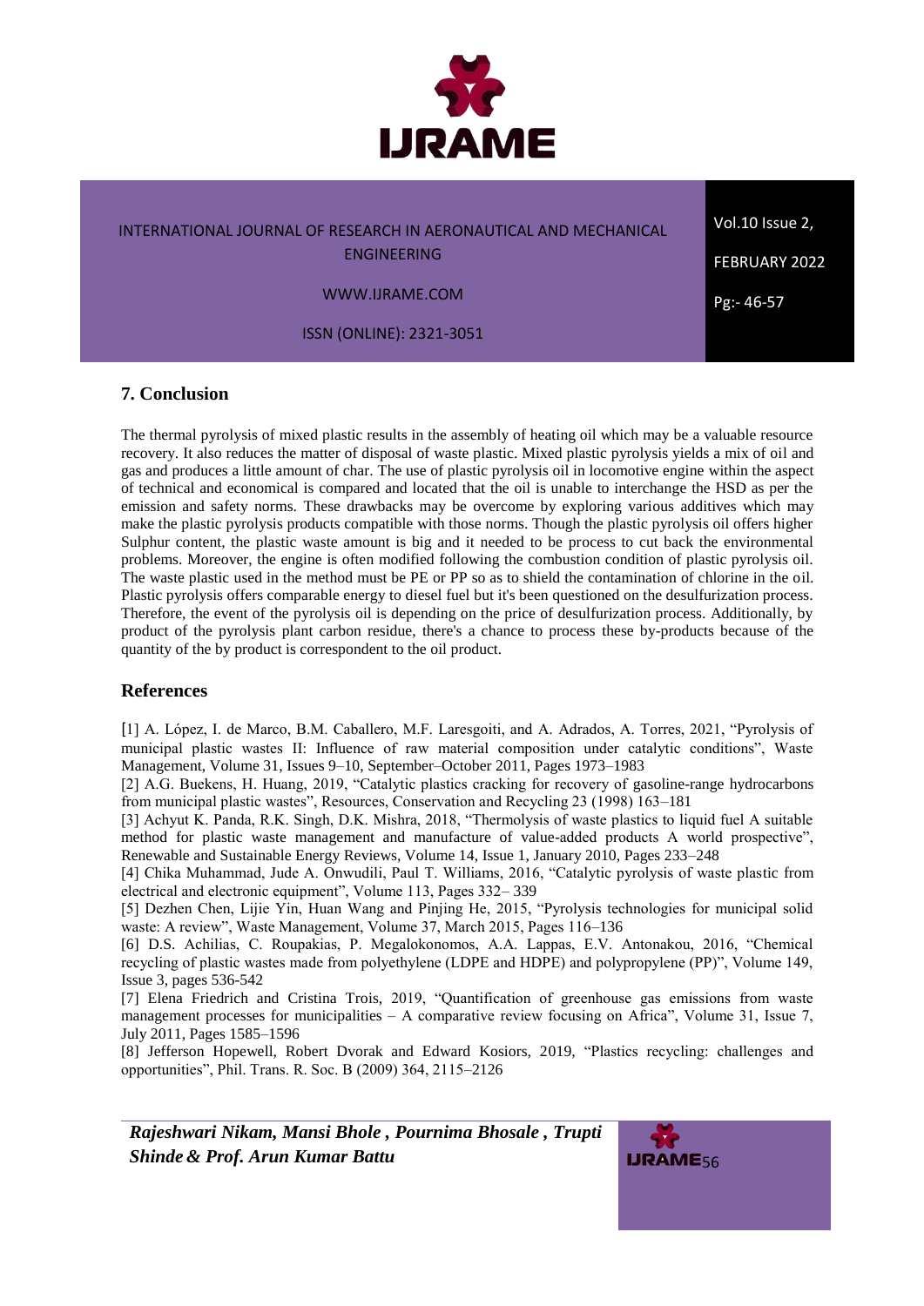## 7. Conclusion

The thermal pyrolysis of mixed plastic results in the assembly of heating oil which may be a valuable resource recovery. It also reduces the matter of disposal of waste plastic. Mixed plastic pyrolysis yields a mix of oil and gas and produces a little amount of char. The use of plastic pyrolysis oil in locomotive engine within the aspect of technical and economical is compared and located that the oil is unable to interchange the HSD as per the emission and safety norms. These drawbacks may be overcome by exploring various additives which may make the plastic pyrolysis products compatible with those norms. Though the plastic pyrolysis oil offers higher Sulphur content, the plastic waste amount is big and it needed to be process to cut back the environmental problems. Moreover, the engine is often modified following the combustion condition of plastic pyrolysis oil. The waste plastic used in the method must be PE or PP so as to shield the contamination of chlorine in the oil. Plastic pyrolysis offers comparable energy to diesel fuel but it's been questioned on the desulfurization process. Therefore, the event of the pyrolysis oil is depending on the price of desulfurization process. Additionally, by product of the pyrolysis plant carbon residue, there's a chance to process these by-products because of the quantity of the by product is correspondent to the oil product.

## References

[1] A. López, I. de Marco, B.M. Caballero, M.F. Laresgoiti, and A. Adrados, A. Torres, 2021, "Pyrolysis of municipal plastic wastes II: Influence of raw material composition under catalytic conditions", Waste Management, Volume 31, Issues 9–10, September–October 2011, Pages 1973–1983

[2] A.G. Buekens, H. Huang, 2019, "Catalytic plastics cracking for recovery of gasoline-range hydrocarbons from municipal plastic wastes", Resources, Conservation and Recycling 23 (1998) 163–181

[3] Achyut K. Panda, R.K. Singh, D.K. Mishra, 2018, "Thermolysis of waste plastics to liquid fuel A suitable method for plastic waste management and manufacture of value-added products A world prospective", Renewable and Sustainable Energy Reviews, Volume 14, Issue 1, January 2010, Pages 233–248

[4] Chika Muhammad, Jude A. Onwudili, Paul T. Williams, 2016, "Catalytic pyrolysis of waste plastic from electrical and electronic equipment", Volume 113, Pages 332– 339

[5] Dezhen Chen, Lijie Yin, Huan Wang and Pinjing He, 2015, "Pyrolysis technologies for municipal solid waste: A review", Waste Management, Volume 37, March 2015, Pages 116–136

[6] D.S. Achilias, C. Roupakias, P. Megalokonomos, A.A. Lappas, E.V. Antonakou, 2016, "Chemical recycling of plastic wastes made from polyethylene (LDPE and HDPE) and polypropylene (PP)", Volume 149, Issue 3, pages 536-542

[7] Elena Friedrich and Cristina Trois, 2019, "Quantification of greenhouse gas emissions from waste management processes for municipalities – A comparative review focusing on Africa", Volume 31, Issue 7, July 2011, Pages 1585–1596

[8] Jefferson Hopewell, Robert Dvorak and Edward Kosiors, 2019, "Plastics recycling: challenges and opportunities", Phil. Trans. R. Soc. B (2009) 364, 2115–2126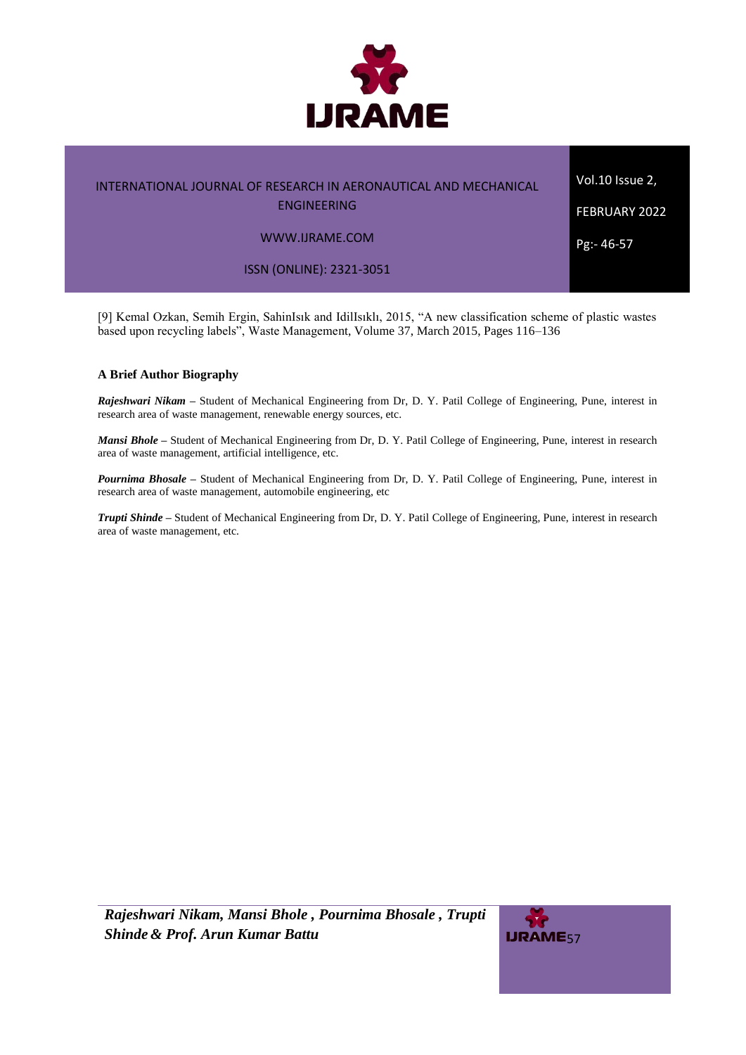[9] Kemal Ozkan, Semih Ergin, SahinIsık and IdilIsıklı, 2015, "A new classification scheme of plastic wastes based upon recycling labels", Waste Management, Volume 37, March 2015, Pages 116–136

**A Brief Author Biography**

***Rajeshwari Nikam*** **–** Student of Mechanical Engineering from Dr, D. Y. Patil College of Engineering, Pune, interest in research area of waste management, renewable energy sources, etc.

***Mansi Bhole*** **–** Student of Mechanical Engineering from Dr, D. Y. Patil College of Engineering, Pune, interest in research area of waste management, artificial intelligence, etc.

***Pournima Bhosale*** **–** Student of Mechanical Engineering from Dr, D. Y. Patil College of Engineering, Pune, interest in research area of waste management, automobile engineering, etc

***Trupti Shinde*** **–** Student of Mechanical Engineering from Dr, D. Y. Patil College of Engineering, Pune, interest in research area of waste management, etc.